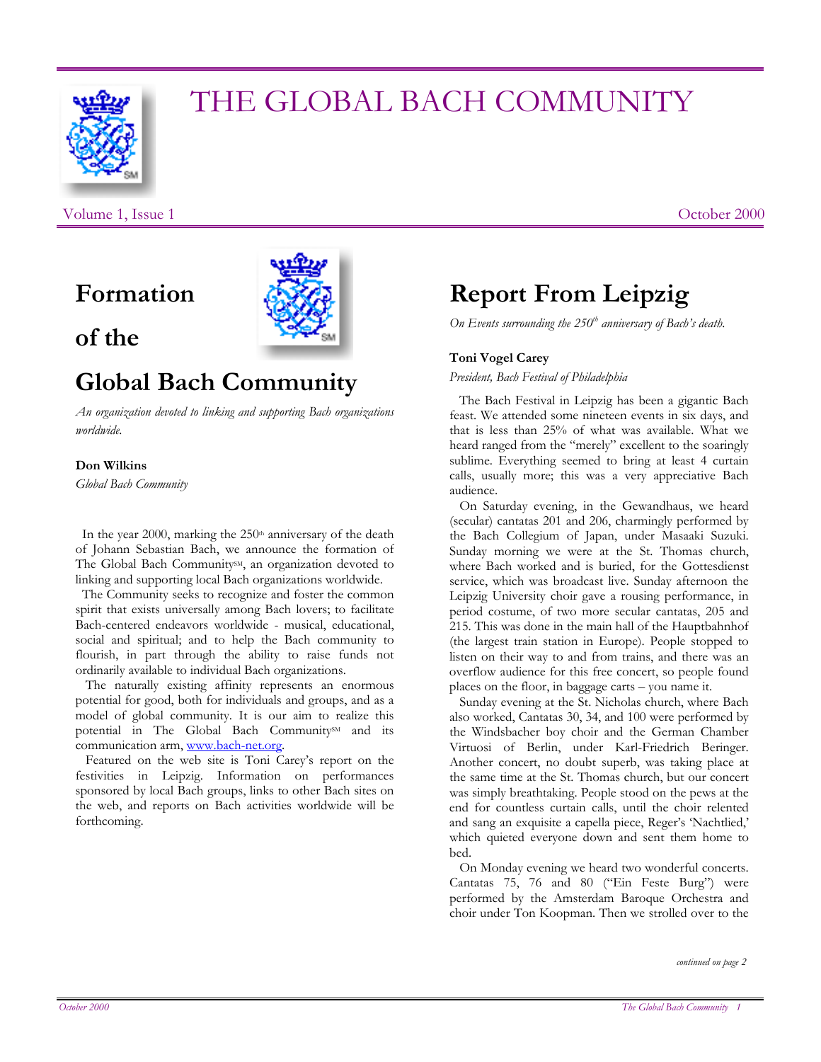# THE GLOBAL BACH COMMUNITY

Volume 1, Issue 1 October 2000

## Formation of the Global Bach Community

*An organization devoted to linking and supporting Bach organizations worldwide.*

**Don Wilkins**

*Global Bach Community*

In the year 2000, marking the 250th anniversary of the death of Johann Sebastian Bach, we announce the formation of The Global Bach Community℠, an organization devoted to linking and supporting local Bach organizations worldwide.

The Community seeks to recognize and foster the common spirit that exists universally among Bach lovers; to facilitate Bach-centered endeavors worldwide - musical, educational, social and spiritual; and to help the Bach community to flourish, in part through the ability to raise funds not ordinarily available to individual Bach organizations.

The naturally existing affinity represents an enormous potential for good, both for individuals and groups, and as a model of global community. It is our aim to realize this potential in The Global Bach Community℠ and its communication arm, www.bach-net.org.

Featured on the web site is Toni Carey's report on the festivities in Leipzig. Information on performances sponsored by local Bach groups, links to other Bach sites on the web, and reports on Bach activities worldwide will be forthcoming.

## Report From Leipzig

*On Events surrounding the 250th anniversary of Bach's death.*

**Toni Vogel Carey**

*President, Bach Festival of Philadelphia*

The Bach Festival in Leipzig has been a gigantic Bach feast. We attended some nineteen events in six days, and that is less than 25% of what was available. What we heard ranged from the "merely" excellent to the soaringly sublime. Everything seemed to bring at least 4 curtain calls, usually more; this was a very appreciative Bach audience.

On Saturday evening, in the Gewandhaus, we heard (secular) cantatas 201 and 206, charmingly performed by the Bach Collegium of Japan, under Masaaki Suzuki. Sunday morning we were at the St. Thomas church, where Bach worked and is buried, for the Gottesdienst service, which was broadcast live. Sunday afternoon the Leipzig University choir gave a rousing performance, in period costume, of two more secular cantatas, 205 and 215. This was done in the main hall of the Hauptbahnhof (the largest train station in Europe). People stopped to listen on their way to and from trains, and there was an overflow audience for this free concert, so people found places on the floor, in baggage carts – you name it.

Sunday evening at the St. Nicholas church, where Bach also worked, Cantatas 30, 34, and 100 were performed by the Windsbacher boy choir and the German Chamber Virtuosi of Berlin, under Karl-Friedrich Beringer. Another concert, no doubt superb, was taking place at the same time at the St. Thomas church, but our concert was simply breathtaking. People stood on the pews at the end for countless curtain calls, until the choir relented and sang an exquisite a capella piece, Reger's 'Nachtlied,' which quieted everyone down and sent them home to bed.

On Monday evening we heard two wonderful concerts. Cantatas 75, 76 and 80 ("Ein Feste Burg") were performed by the Amsterdam Baroque Orchestra and choir under Ton Koopman. Then we strolled over to the

*continued on page 2*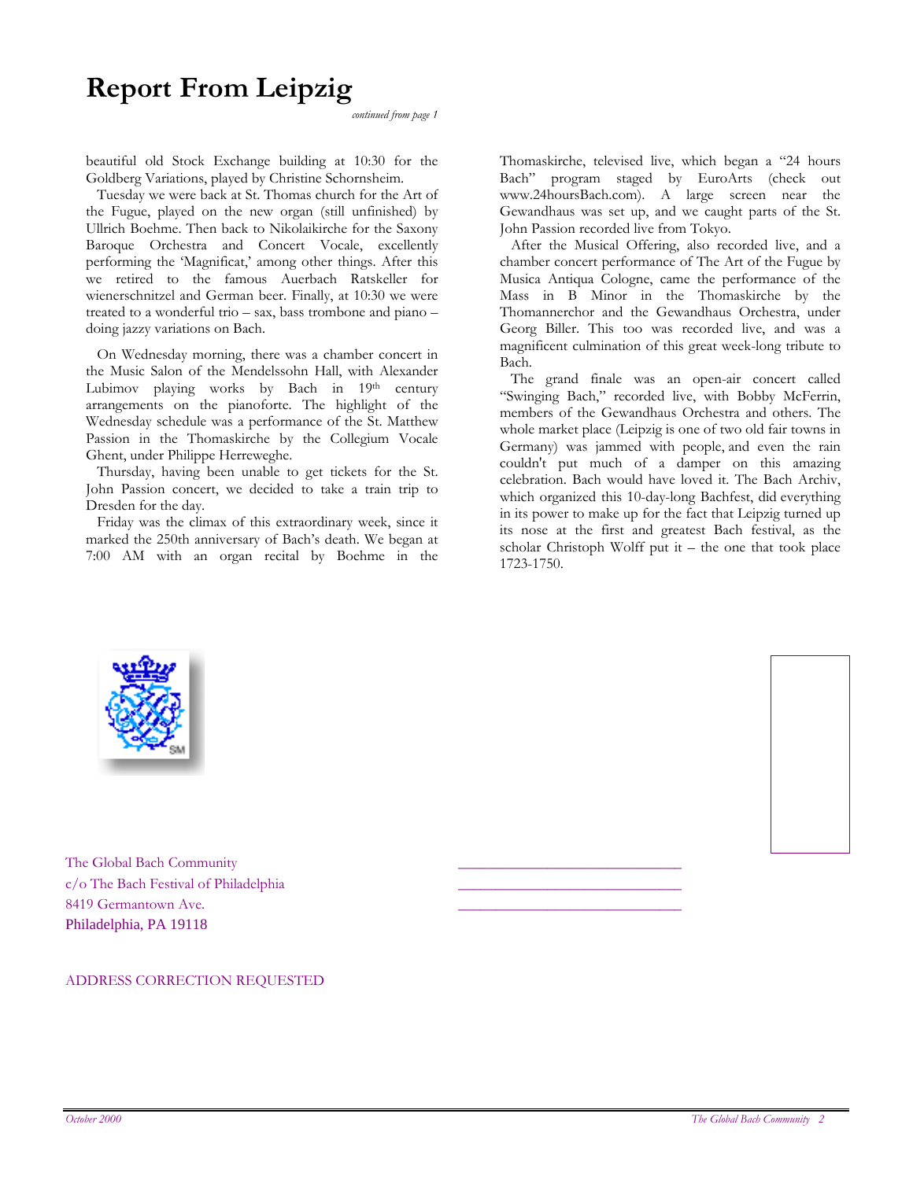# Report From Leipzig

*continued from page 1*

beautiful old Stock Exchange building at 10:30 for the Goldberg Variations, played by Christine Schornsheim.

Tuesday we were back at St. Thomas church for the Art of the Fugue, played on the new organ (still unfinished) by Ullrich Boehme. Then back to Nikolaikirche for the Saxony Baroque Orchestra and Concert Vocale, excellently performing the 'Magnificat,' among other things. After this we retired to the famous Auerbach Ratskeller for wienerschnitzel and German beer. Finally, at 10:30 we were treated to a wonderful trio – sax, bass trombone and piano – doing jazzy variations on Bach.

On Wednesday morning, there was a chamber concert in the Music Salon of the Mendelssohn Hall, with Alexander Lubimov playing works by Bach in 19th century arrangements on the pianoforte. The highlight of the Wednesday schedule was a performance of the St. Matthew Passion in the Thomaskirche by the Collegium Vocale Ghent, under Philippe Herreweghe.

Thursday, having been unable to get tickets for the St. John Passion concert, we decided to take a train trip to Dresden for the day.

Friday was the climax of this extraordinary week, since it marked the 250th anniversary of Bach's death. We began at 7:00 AM with an organ recital by Boehme in the Thomaskirche, televised live, which began a "24 hours Bach" program staged by EuroArts (check out www.24hoursBach.com). A large screen near the Gewandhaus was set up, and we caught parts of the St. John Passion recorded live from Tokyo.

After the Musical Offering, also recorded live, and a chamber concert performance of The Art of the Fugue by Musica Antiqua Cologne, came the performance of the Mass in B Minor in the Thomaskirche by the Thomannerchor and the Gewandhaus Orchestra, under Georg Biller. This too was recorded live, and was a magnificent culmination of this great week-long tribute to Bach.

The grand finale was an open-air concert called "Swinging Bach," recorded live, with Bobby McFerrin, members of the Gewandhaus Orchestra and others. The whole market place (Leipzig is one of two old fair towns in Germany) was jammed with people, and even the rain couldn't put much of a damper on this amazing celebration. Bach would have loved it. The Bach Archiv, which organized this 10-day-long Bachfest, did everything in its power to make up for the fact that Leipzig turned up its nose at the first and greatest Bach festival, as the scholar Christoph Wolff put it – the one that took place 1723-1750.

The Global Bach Community
c/o The Bach Festival of Philadelphia
8419 Germantown Ave.
Philadelphia, PA 19118

ADDRESS CORRECTION REQUESTED